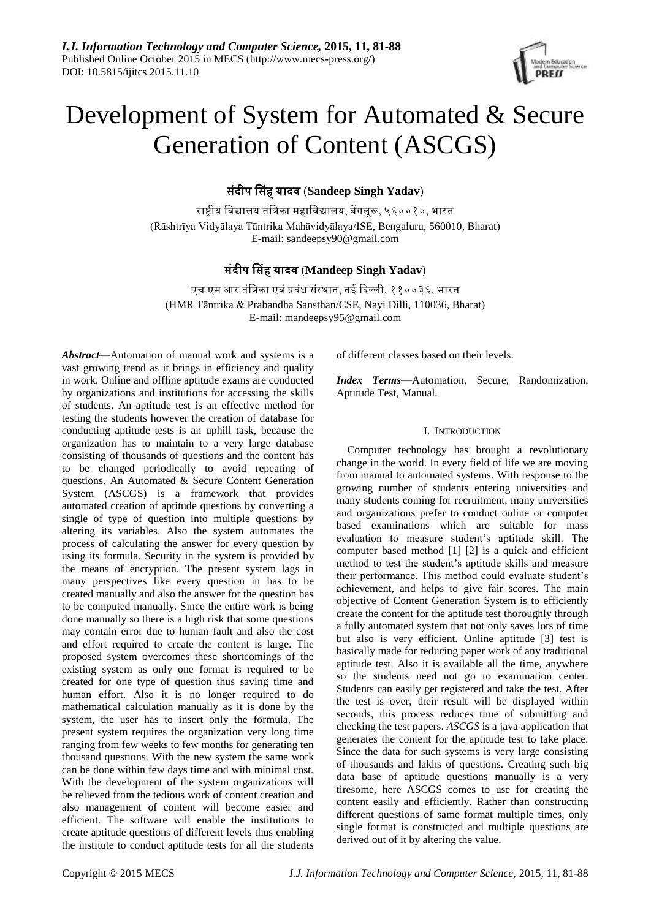# Development of System for Automated & Secure Generation of Content (ASCGS)

**संदीप सिंह यादव** (**Sandeep Singh Yadav**)

राष्ट्रीय विद्यालय तंत्रिका महाविद्यालय, बेंगलूरू, ५६००१०, भारत
(Rāshtrīya Vidyālaya Tāntrika Mahāvidyālaya/ISE, Bengaluru, 560010, Bharat)
E-mail: sandeepsy90@gmail.com

**मंदीप सिंह यादव** (**Mandeep Singh Yadav**)

एच एम आर तंत्रिका एवं प्रबंध संस्थान, नई दिल्ली, ११००३६, भारत
(HMR Tāntrika & Prabandha Sansthan/CSE, Nayi Dilli, 110036, Bharat)
E-mail: mandeepsy95@gmail.com

***Abstract***—Automation of manual work and systems is a vast growing trend as it brings in efficiency and quality in work. Online and offline aptitude exams are conducted by organizations and institutions for accessing the skills of students. An aptitude test is an effective method for testing the students however the creation of database for conducting aptitude tests is an uphill task, because the organization has to maintain to a very large database consisting of thousands of questions and the content has to be changed periodically to avoid repeating of questions. An Automated & Secure Content Generation System (ASCGS) is a framework that provides automated creation of aptitude questions by converting a single of type of question into multiple questions by altering its variables. Also the system automates the process of calculating the answer for every question by using its formula. Security in the system is provided by the means of encryption. The present system lags in many perspectives like every question in has to be created manually and also the answer for the question has to be computed manually. Since the entire work is being done manually so there is a high risk that some questions may contain error due to human fault and also the cost and effort required to create the content is large. The proposed system overcomes these shortcomings of the existing system as only one format is required to be created for one type of question thus saving time and human effort. Also it is no longer required to do mathematical calculation manually as it is done by the system, the user has to insert only the formula. The present system requires the organization very long time ranging from few weeks to few months for generating ten thousand questions. With the new system the same work can be done within few days time and with minimal cost. With the development of the system organizations will be relieved from the tedious work of content creation and also management of content will become easier and efficient. The software will enable the institutions to create aptitude questions of different levels thus enabling the institute to conduct aptitude tests for all the students of different classes based on their levels.

***Index Terms***—Automation, Secure, Randomization, Aptitude Test, Manual.

## I. Introduction

Computer technology has brought a revolutionary change in the world. In every field of life we are moving from manual to automated systems. With response to the growing number of students entering universities and many students coming for recruitment, many universities and organizations prefer to conduct online or computer based examinations which are suitable for mass evaluation to measure student's aptitude skill. The computer based method [1] [2] is a quick and efficient method to test the student's aptitude skills and measure their performance. This method could evaluate student's achievement, and helps to give fair scores. The main objective of Content Generation System is to efficiently create the content for the aptitude test thoroughly through a fully automated system that not only saves lots of time but also is very efficient. Online aptitude [3] test is basically made for reducing paper work of any traditional aptitude test. Also it is available all the time, anywhere so the students need not go to examination center. Students can easily get registered and take the test. After the test is over, their result will be displayed within seconds, this process reduces time of submitting and checking the test papers. *ASCGS* is a java application that generates the content for the aptitude test to take place. Since the data for such systems is very large consisting of thousands and lakhs of questions. Creating such big data base of aptitude questions manually is a very tiresome, here ASCGS comes to use for creating the content easily and efficiently. Rather than constructing different questions of same format multiple times, only single format is constructed and multiple questions are derived out of it by altering the value.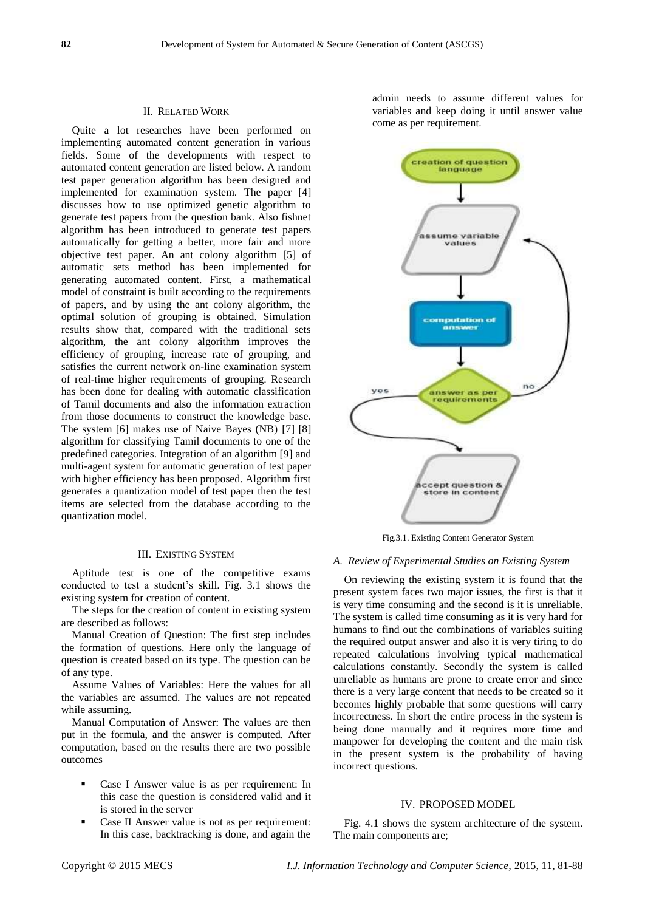## II. Related Work

Quite a lot researches have been performed on implementing automated content generation in various fields. Some of the developments with respect to automated content generation are listed below. A random test paper generation algorithm has been designed and implemented for examination system. The paper [4] discusses how to use optimized genetic algorithm to generate test papers from the question bank. Also fishnet algorithm has been introduced to generate test papers automatically for getting a better, more fair and more objective test paper. An ant colony algorithm [5] of automatic sets method has been implemented for generating automated content. First, a mathematical model of constraint is built according to the requirements of papers, and by using the ant colony algorithm, the optimal solution of grouping is obtained. Simulation results show that, compared with the traditional sets algorithm, the ant colony algorithm improves the efficiency of grouping, increase rate of grouping, and satisfies the current network on-line examination system of real-time higher requirements of grouping. Research has been done for dealing with automatic classification of Tamil documents and also the information extraction from those documents to construct the knowledge base. The system [6] makes use of Naive Bayes (NB) [7] [8] algorithm for classifying Tamil documents to one of the predefined categories. Integration of an algorithm [9] and multi-agent system for automatic generation of test paper with higher efficiency has been proposed. Algorithm first generates a quantization model of test paper then the test items are selected from the database according to the quantization model.

## III. Existing System

Aptitude test is one of the competitive exams conducted to test a student's skill. Fig. 3.1 shows the existing system for creation of content.

The steps for the creation of content in existing system are described as follows:

Manual Creation of Question: The first step includes the formation of questions. Here only the language of question is created based on its type. The question can be of any type.

Assume Values of Variables: Here the values for all the variables are assumed. The values are not repeated while assuming.

Manual Computation of Answer: The values are then put in the formula, and the answer is computed. After computation, based on the results there are two possible outcomes

- Case I Answer value is as per requirement: In this case the question is considered valid and it is stored in the server
- Case II Answer value is not as per requirement: In this case, backtracking is done, and again the admin needs to assume different values for variables and keep doing it until answer value come as per requirement.

Fig.3.1. Existing Content Generator System

### A. *Review of Experimental Studies on Existing System*

On reviewing the existing system it is found that the present system faces two major issues, the first is that it is very time consuming and the second is it is unreliable. The system is called time consuming as it is very hard for humans to find out the combinations of variables suiting the required output answer and also it is very tiring to do repeated calculations involving typical mathematical calculations constantly. Secondly the system is called unreliable as humans are prone to create error and since there is a very large content that needs to be created so it becomes highly probable that some questions will carry incorrectness. In short the entire process in the system is being done manually and it requires more time and manpower for developing the content and the main risk in the present system is the probability of having incorrect questions.

## IV. Proposed Model

Fig. 4.1 shows the system architecture of the system. The main components are;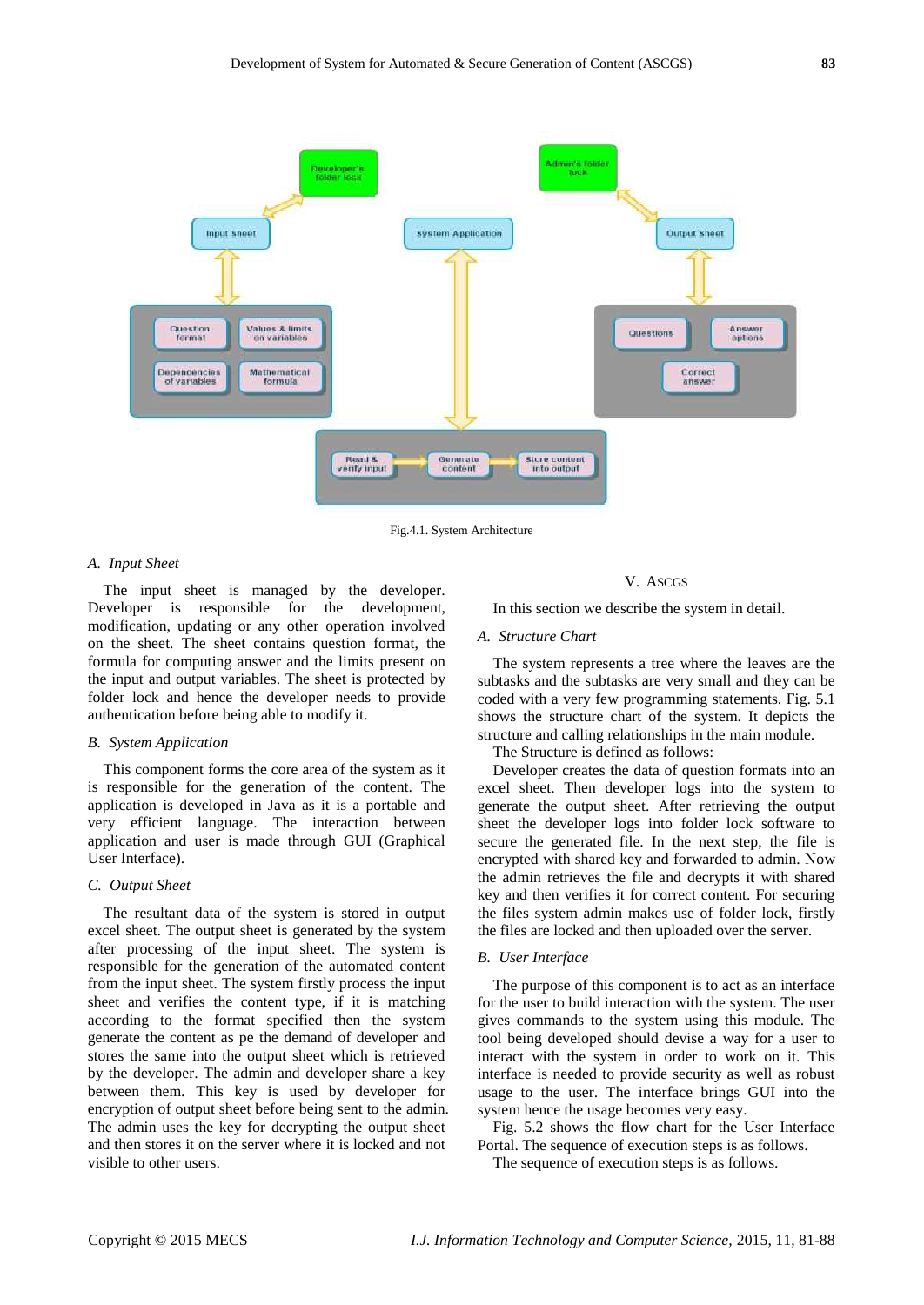Fig.4.1. System Architecture

### A. Input Sheet

The input sheet is managed by the developer. Developer is responsible for the development, modification, updating or any other operation involved on the sheet. The sheet contains question format, the formula for computing answer and the limits present on the input and output variables. The sheet is protected by folder lock and hence the developer needs to provide authentication before being able to modify it.

### B. System Application

This component forms the core area of the system as it is responsible for the generation of the content. The application is developed in Java as it is a portable and very efficient language. The interaction between application and user is made through GUI (Graphical User Interface).

### C. Output Sheet

The resultant data of the system is stored in output excel sheet. The output sheet is generated by the system after processing of the input sheet. The system is responsible for the generation of the automated content from the input sheet. The system firstly process the input sheet and verifies the content type, if it is matching according to the format specified then the system generate the content as pe the demand of developer and stores the same into the output sheet which is retrieved by the developer. The admin and developer share a key between them. This key is used by developer for encryption of output sheet before being sent to the admin. The admin uses the key for decrypting the output sheet and then stores it on the server where it is locked and not visible to other users.

## V. ASCGS

In this section we describe the system in detail.

### A. Structure Chart

The system represents a tree where the leaves are the subtasks and the subtasks are very small and they can be coded with a very few programming statements. Fig. 5.1 shows the structure chart of the system. It depicts the structure and calling relationships in the main module.

The Structure is defined as follows:

Developer creates the data of question formats into an excel sheet. Then developer logs into the system to generate the output sheet. After retrieving the output sheet the developer logs into folder lock software to secure the generated file. In the next step, the file is encrypted with shared key and forwarded to admin. Now the admin retrieves the file and decrypts it with shared key and then verifies it for correct content. For securing the files system admin makes use of folder lock, firstly the files are locked and then uploaded over the server.

### B. User Interface

The purpose of this component is to act as an interface for the user to build interaction with the system. The user gives commands to the system using this module. The tool being developed should devise a way for a user to interact with the system in order to work on it. This interface is needed to provide security as well as robust usage to the user. The interface brings GUI into the system hence the usage becomes very easy.

Fig. 5.2 shows the flow chart for the User Interface Portal. The sequence of execution steps is as follows.

The sequence of execution steps is as follows.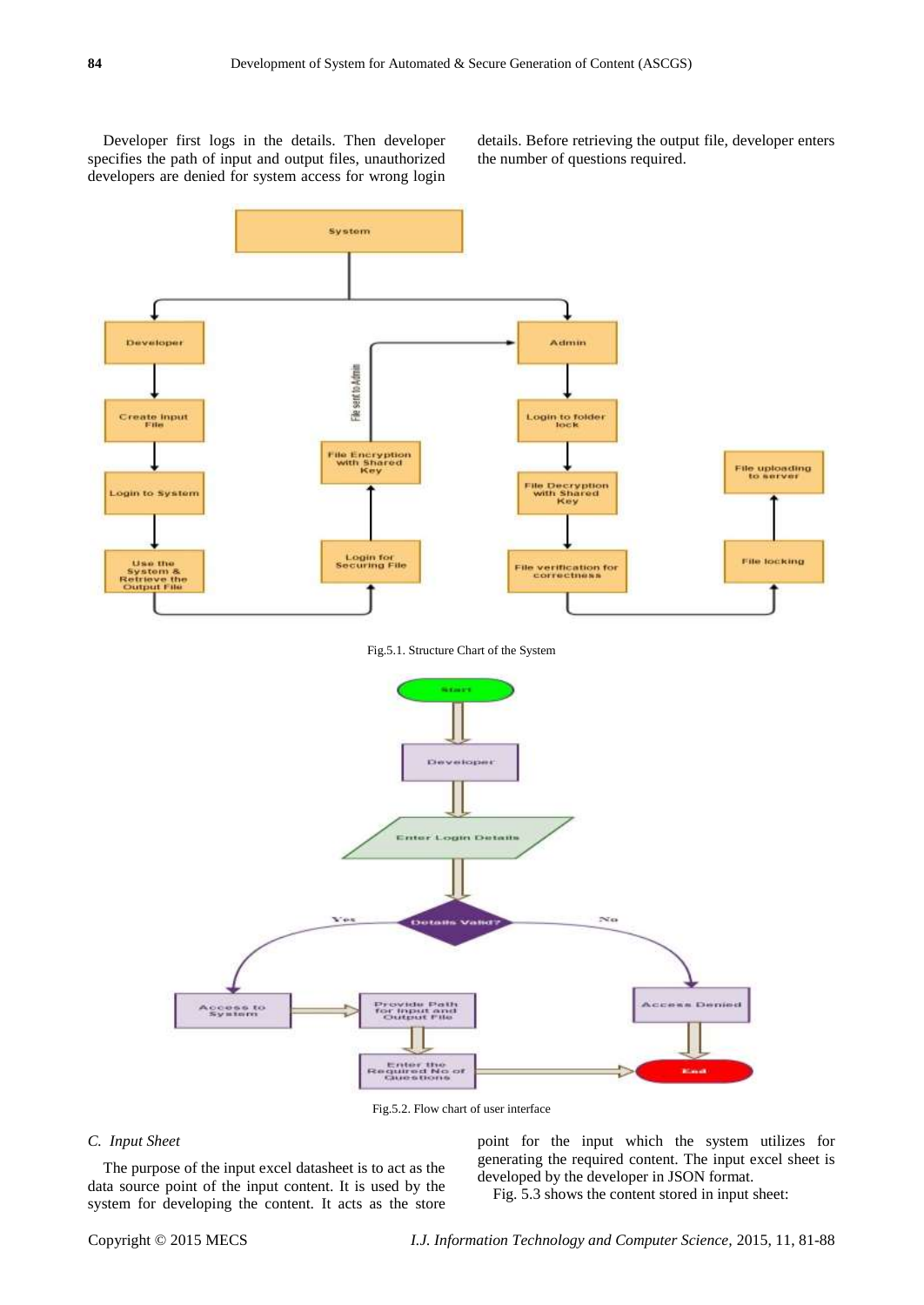Developer first logs in the details. Then developer specifies the path of input and output files, unauthorized developers are denied for system access for wrong login details. Before retrieving the output file, developer enters the number of questions required.

Fig.5.1. Structure Chart of the System

Fig.5.2. Flow chart of user interface

### C. *Input Sheet*

The purpose of the input excel datasheet is to act as the data source point of the input content. It is used by the system for developing the content. It acts as the store point for the input which the system utilizes for generating the required content. The input excel sheet is developed by the developer in JSON format.

Fig. 5.3 shows the content stored in input sheet: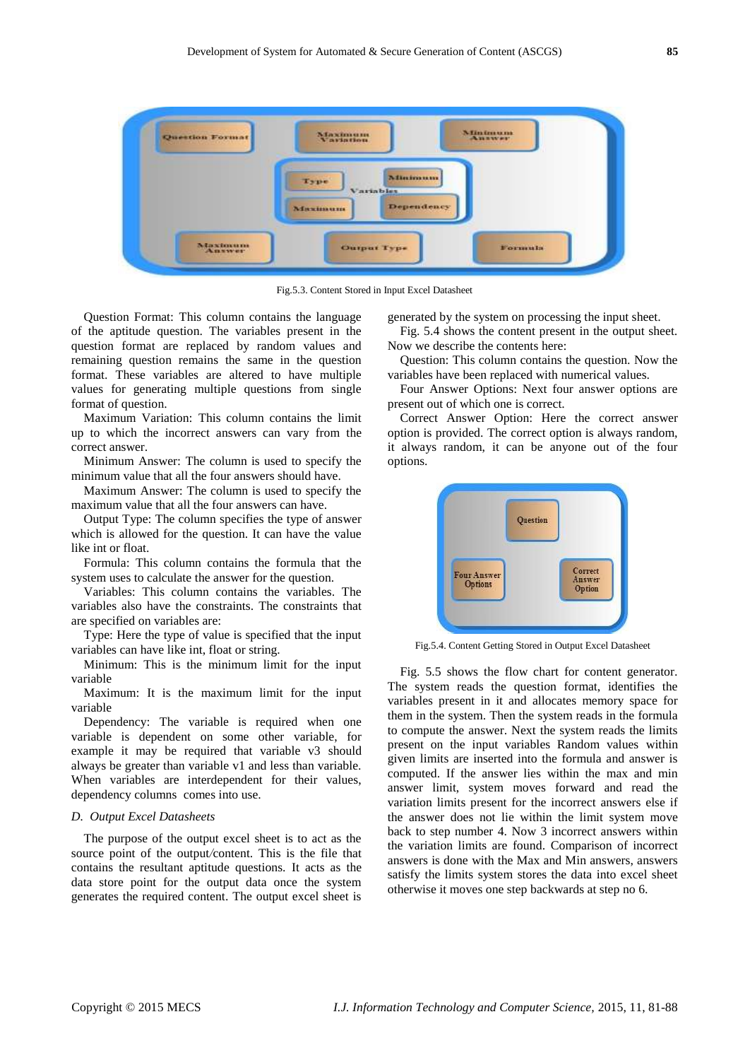Fig.5.3. Content Stored in Input Excel Datasheet

Question Format: This column contains the language of the aptitude question. The variables present in the question format are replaced by random values and remaining question remains the same in the question format. These variables are altered to have multiple values for generating multiple questions from single format of question.

Maximum Variation: This column contains the limit up to which the incorrect answers can vary from the correct answer.

Minimum Answer: The column is used to specify the minimum value that all the four answers should have.

Maximum Answer: The column is used to specify the maximum value that all the four answers can have.

Output Type: The column specifies the type of answer which is allowed for the question. It can have the value like int or float.

Formula: This column contains the formula that the system uses to calculate the answer for the question.

Variables: This column contains the variables. The variables also have the constraints. The constraints that are specified on variables are:

Type: Here the type of value is specified that the input variables can have like int, float or string.

Minimum: This is the minimum limit for the input variable

Maximum: It is the maximum limit for the input variable

Dependency: The variable is required when one variable is dependent on some other variable, for example it may be required that variable v3 should always be greater than variable v1 and less than variable. When variables are interdependent for their values, dependency columns comes into use.

*D. Output Excel Datasheets*

The purpose of the output excel sheet is to act as the source point of the output/content. This is the file that contains the resultant aptitude questions. It acts as the data store point for the output data once the system generates the required content. The output excel sheet is generated by the system on processing the input sheet.

Fig. 5.4 shows the content present in the output sheet. Now we describe the contents here:

Question: This column contains the question. Now the variables have been replaced with numerical values.

Four Answer Options: Next four answer options are present out of which one is correct.

Correct Answer Option: Here the correct answer option is provided. The correct option is always random, it always random, it can be anyone out of the four options.

Fig.5.4. Content Getting Stored in Output Excel Datasheet

Fig. 5.5 shows the flow chart for content generator. The system reads the question format, identifies the variables present in it and allocates memory space for them in the system. Then the system reads in the formula to compute the answer. Next the system reads the limits present on the input variables Random values within given limits are inserted into the formula and answer is computed. If the answer lies within the max and min answer limit, system moves forward and read the variation limits present for the incorrect answers else if the answer does not lie within the limit system move back to step number 4. Now 3 incorrect answers within the variation limits are found. Comparison of incorrect answers is done with the Max and Min answers, answers satisfy the limits system stores the data into excel sheet otherwise it moves one step backwards at step no 6.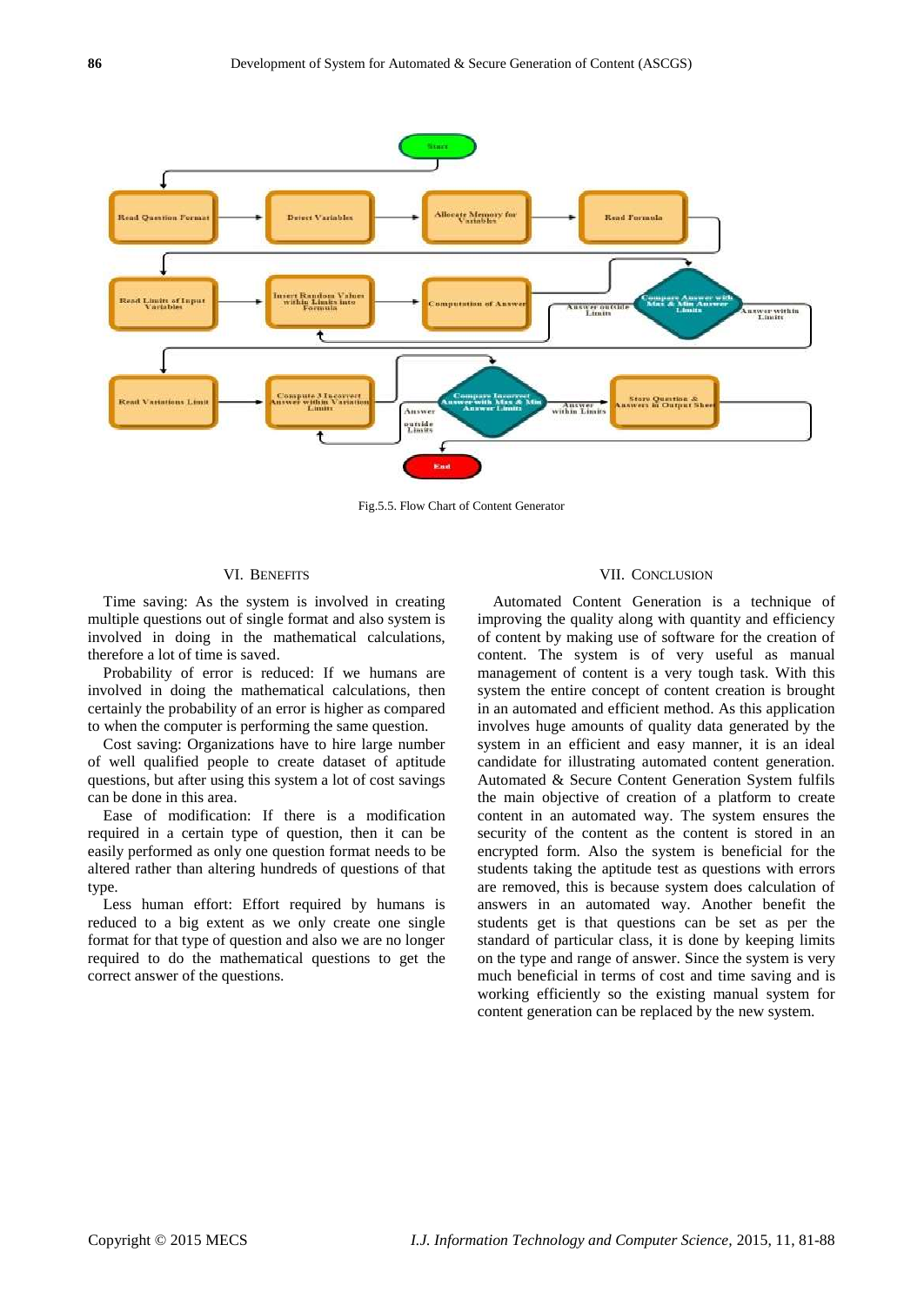Fig.5.5. Flow Chart of Content Generator

## VI. Benefits

Time saving: As the system is involved in creating multiple questions out of single format and also system is involved in doing in the mathematical calculations, therefore a lot of time is saved.

Probability of error is reduced: If we humans are involved in doing the mathematical calculations, then certainly the probability of an error is higher as compared to when the computer is performing the same question.

Cost saving: Organizations have to hire large number of well qualified people to create dataset of aptitude questions, but after using this system a lot of cost savings can be done in this area.

Ease of modification: If there is a modification required in a certain type of question, then it can be easily performed as only one question format needs to be altered rather than altering hundreds of questions of that type.

Less human effort: Effort required by humans is reduced to a big extent as we only create one single format for that type of question and also we are no longer required to do the mathematical questions to get the correct answer of the questions.

## VII. Conclusion

Automated Content Generation is a technique of improving the quality along with quantity and efficiency of content by making use of software for the creation of content. The system is of very useful as manual management of content is a very tough task. With this system the entire concept of content creation is brought in an automated and efficient method. As this application involves huge amounts of quality data generated by the system in an efficient and easy manner, it is an ideal candidate for illustrating automated content generation. Automated & Secure Content Generation System fulfils the main objective of creation of a platform to create content in an automated way. The system ensures the security of the content as the content is stored in an encrypted form. Also the system is beneficial for the students taking the aptitude test as questions with errors are removed, this is because system does calculation of answers in an automated way. Another benefit the students get is that questions can be set as per the standard of particular class, it is done by keeping limits on the type and range of answer. Since the system is very much beneficial in terms of cost and time saving and is working efficiently so the existing manual system for content generation can be replaced by the new system.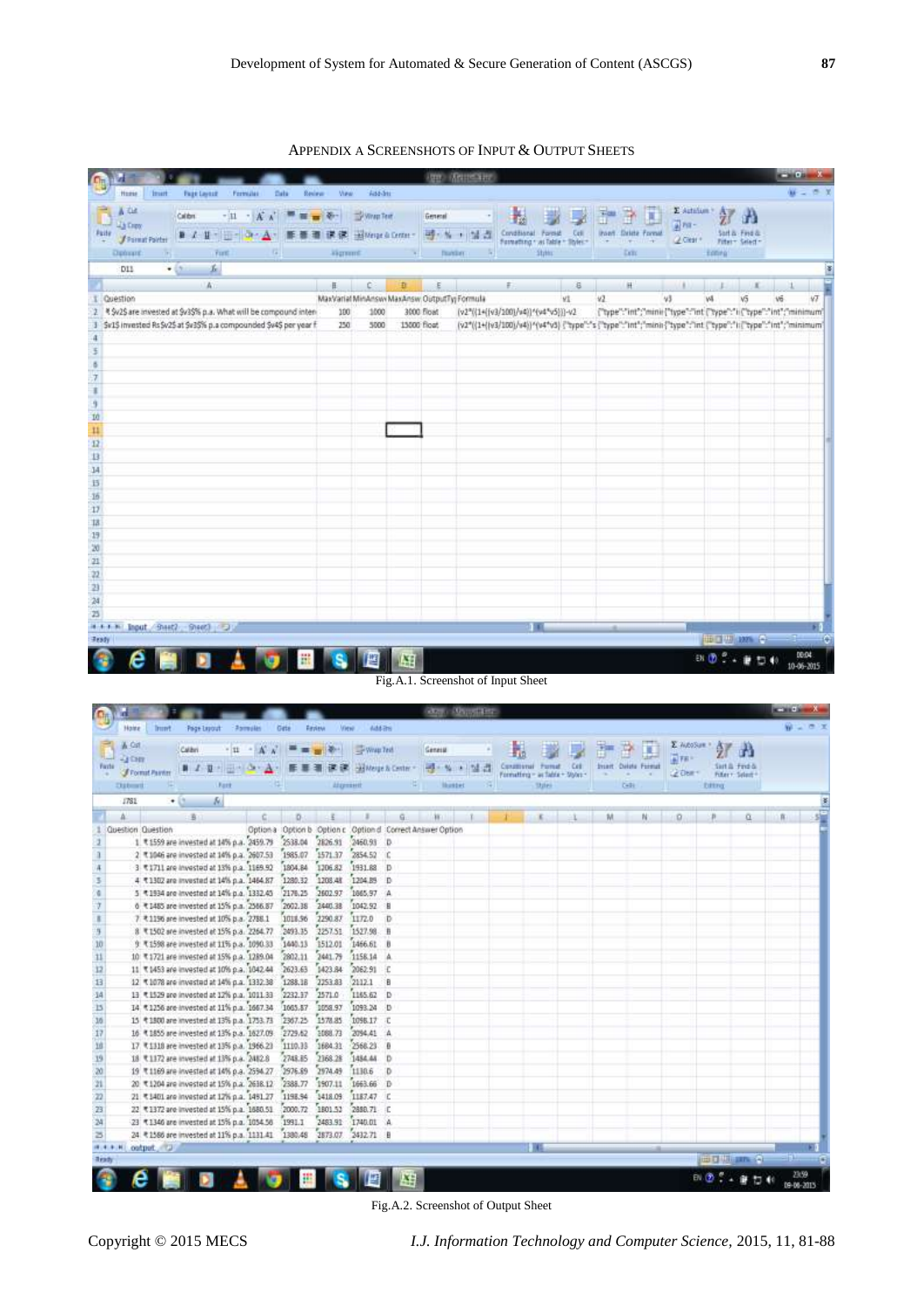## Appendix A Screenshots of Input & Output Sheets

Fig.A.1. Screenshot of Input Sheet

Fig.A.2. Screenshot of Output Sheet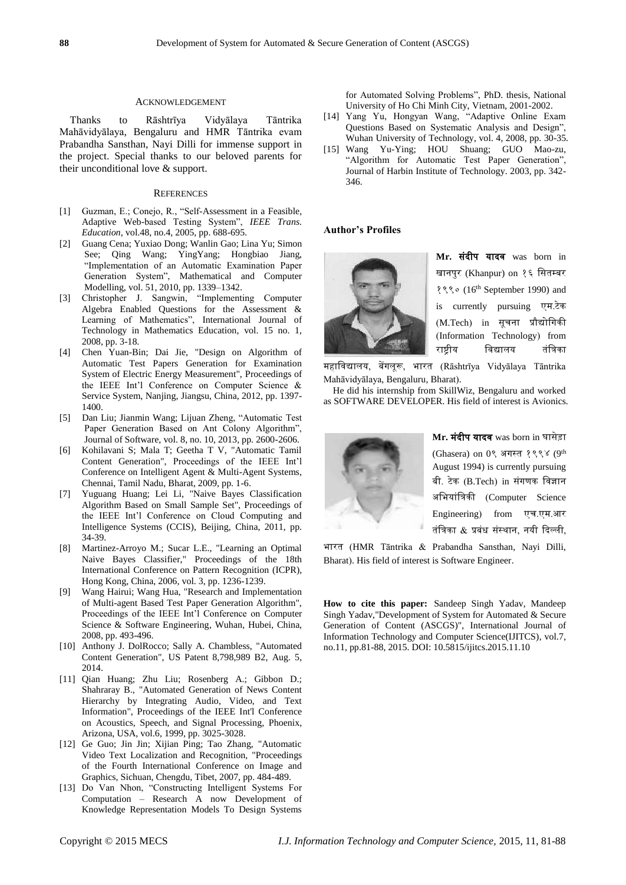## Acknowledgement

Thanks to Rāshtrīya Vidyālaya Tāntrika Mahāvidyālaya, Bengaluru and HMR Tāntrika evam Prabandha Sansthan, Nayi Dilli for immense support in the project. Special thanks to our beloved parents for their unconditional love & support.

## References

[1] Guzman, E.; Conejo, R., "Self-Assessment in a Feasible, Adaptive Web-based Testing System", *IEEE Trans. Education*, vol.48, no.4, 2005, pp. 688-695.

[2] Guang Cena; Yuxiao Dong; Wanlin Gao; Lina Yu; Simon See; Qing Wang; YingYang; Hongbiao Jiang, "Implementation of an Automatic Examination Paper Generation System", Mathematical and Computer Modelling, vol. 51, 2010, pp. 1339–1342.

[3] Christopher J. Sangwin, "Implementing Computer Algebra Enabled Questions for the Assessment & Learning of Mathematics", International Journal of Technology in Mathematics Education, vol. 15 no. 1, 2008, pp. 3-18.

[4] Chen Yuan-Bin; Dai Jie, "Design on Algorithm of Automatic Test Papers Generation for Examination System of Electric Energy Measurement", Proceedings of the IEEE Int'l Conference on Computer Science & Service System, Nanjing, Jiangsu, China, 2012, pp. 1397-1400.

[5] Dan Liu; Jianmin Wang; Lijuan Zheng, "Automatic Test Paper Generation Based on Ant Colony Algorithm", Journal of Software, vol. 8, no. 10, 2013, pp. 2600-2606.

[6] Kohilavani S; Mala T; Geetha T V, "Automatic Tamil Content Generation", Proceedings of the IEEE Int'l Conference on Intelligent Agent & Multi-Agent Systems, Chennai, Tamil Nadu, Bharat, 2009, pp. 1-6.

[7] Yuguang Huang; Lei Li, "Naive Bayes Classification Algorithm Based on Small Sample Set", Proceedings of the IEEE Int'l Conference on Cloud Computing and Intelligence Systems (CCIS), Beijing, China, 2011, pp. 34-39.

[8] Martinez-Arroyo M.; Sucar L.E., "Learning an Optimal Naive Bayes Classifier," Proceedings of the 18th International Conference on Pattern Recognition (ICPR), Hong Kong, China, 2006, vol. 3, pp. 1236-1239.

[9] Wang Hairui; Wang Hua, "Research and Implementation of Multi-agent Based Test Paper Generation Algorithm", Proceedings of the IEEE Int'l Conference on Computer Science & Software Engineering, Wuhan, Hubei, China, 2008, pp. 493-496.

[10] Anthony J. DolRocco; Sally A. Chambless, "Automated Content Generation", US Patent 8,798,989 B2, Aug. 5, 2014.

[11] Qian Huang; Zhu Liu; Rosenberg A.; Gibbon D.; Shahraray B., "Automated Generation of News Content Hierarchy by Integrating Audio, Video, and Text Information", Proceedings of the IEEE Int'l Conference on Acoustics, Speech, and Signal Processing, Phoenix, Arizona, USA, vol.6, 1999, pp. 3025-3028.

[12] Ge Guo; Jin Jin; Xijian Ping; Tao Zhang, "Automatic Video Text Localization and Recognition, "Proceedings of the Fourth International Conference on Image and Graphics, Sichuan, Chengdu, Tibet, 2007, pp. 484-489.

[13] Do Van Nhon, "Constructing Intelligent Systems For Computation – Research A now Development of Knowledge Representation Models To Design Systems for Automated Solving Problems", PhD. thesis, National University of Ho Chi Minh City, Vietnam, 2001-2002.

[14] Yang Yu, Hongyan Wang, "Adaptive Online Exam Questions Based on Systematic Analysis and Design", Wuhan University of Technology, vol. 4, 2008, pp. 30-35.

[15] Wang Yu-Ying; HOU Shuang; GUO Mao-zu, "Algorithm for Automatic Test Paper Generation", Journal of Harbin Institute of Technology. 2003, pp. 342-346.

### Author's Profiles

**Mr. संदीप यादव** was born in खानपुर (Khanpur) on १६ सितम्बर १९९० (16th September 1990) and is currently pursuing एम.टेक (M.Tech) in सूचना प्रौद्योगिकी (Information Technology) from राष्ट्रीय विद्यालय तंत्रिका महाविद्यालय, बेंगलूरु, भारत (Rāshtrīya Vidyālaya Tāntrika Mahāvidyālaya, Bengaluru, Bharat).

He did his internship from SkillWiz, Bengaluru and worked as SOFTWARE DEVELOPER. His field of interest is Avionics.

**Mr. मंदीप यादव** was born in घासेड़ा (Ghasera) on 0९ अगस्त १९९४ (9th August 1994) is currently pursuing बी. टेक (B.Tech) in संगणक विज्ञान अभियांत्रिकी (Computer Science Engineering) from एच.एम.आर तंत्रिका & प्रबंध संस्थान, नयी दिल्ली, भारत (HMR Tāntrika & Prabandha Sansthan, Nayi Dilli, Bharat). His field of interest is Software Engineer.

**How to cite this paper:** Sandeep Singh Yadav, Mandeep Singh Yadav,"Development of System for Automated & Secure Generation of Content (ASCGS)", International Journal of Information Technology and Computer Science(IJITCS), vol.7, no.11, pp.81-88, 2015. DOI: 10.5815/ijitcs.2015.11.10